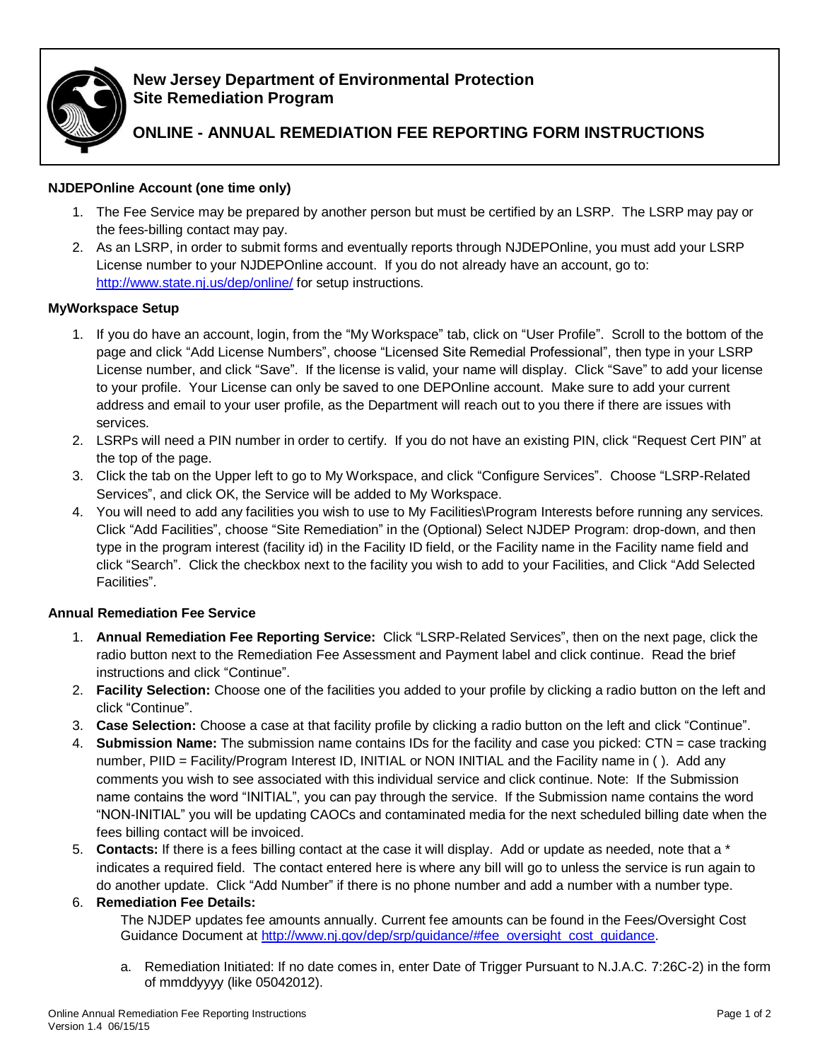# New Jersey Department of Environmental Protection
# Site Remediation Program

## ONLINE - ANNUAL REMEDIATION FEE REPORTING FORM INSTRUCTIONS

### NJDEPOnline Account (one time only)

1. The Fee Service may be prepared by another person but must be certified by an LSRP. The LSRP may pay or the fees-billing contact may pay.
2. As an LSRP, in order to submit forms and eventually reports through NJDEPOnline, you must add your LSRP License number to your NJDEPOnline account. If you do not already have an account, go to: [http://www.state.nj.us/dep/online/](http://www.state.nj.us/dep/online/) for setup instructions.

### MyWorkspace Setup

1. If you do have an account, login, from the "My Workspace" tab, click on "User Profile". Scroll to the bottom of the page and click "Add License Numbers", choose "Licensed Site Remedial Professional", then type in your LSRP License number, and click "Save". If the license is valid, your name will display. Click "Save" to add your license to your profile. Your License can only be saved to one DEPOnline account. Make sure to add your current address and email to your user profile, as the Department will reach out to you there if there are issues with services.
2. LSRPs will need a PIN number in order to certify. If you do not have an existing PIN, click "Request Cert PIN" at the top of the page.
3. Click the tab on the Upper left to go to My Workspace, and click "Configure Services". Choose "LSRP-Related Services", and click OK, the Service will be added to My Workspace.
4. You will need to add any facilities you wish to use to My Facilities\Program Interests before running any services. Click "Add Facilities", choose "Site Remediation" in the (Optional) Select NJDEP Program: drop-down, and then type in the program interest (facility id) in the Facility ID field, or the Facility name in the Facility name field and click "Search". Click the checkbox next to the facility you wish to add to your Facilities, and Click "Add Selected Facilities".

### Annual Remediation Fee Service

1. **Annual Remediation Fee Reporting Service:** Click "LSRP-Related Services", then on the next page, click the radio button next to the Remediation Fee Assessment and Payment label and click continue. Read the brief instructions and click "Continue".
2. **Facility Selection:** Choose one of the facilities you added to your profile by clicking a radio button on the left and click "Continue".
3. **Case Selection:** Choose a case at that facility profile by clicking a radio button on the left and click "Continue".
4. **Submission Name:** The submission name contains IDs for the facility and case you picked: CTN = case tracking number, PIID = Facility/Program Interest ID, INITIAL or NON INITIAL and the Facility name in ( ). Add any comments you wish to see associated with this individual service and click continue. Note: If the Submission name contains the word "INITIAL", you can pay through the service. If the Submission name contains the word "NON-INITIAL" you will be updating CAOCs and contaminated media for the next scheduled billing date when the fees billing contact will be invoiced.
5. **Contacts:** If there is a fees billing contact at the case it will display. Add or update as needed, note that a * indicates a required field. The contact entered here is where any bill will go to unless the service is run again to do another update. Click "Add Number" if there is no phone number and add a number with a number type.
6. **Remediation Fee Details:**

   The NJDEP updates fee amounts annually. Current fee amounts can be found in the Fees/Oversight Cost Guidance Document at [http://www.nj.gov/dep/srp/guidance/#fee_oversight_cost_guidance](http://www.nj.gov/dep/srp/guidance/#fee_oversight_cost_guidance).

   a. Remediation Initiated: If no date comes in, enter Date of Trigger Pursuant to N.J.A.C. 7:26C-2) in the form of mmddyyyy (like 05042012).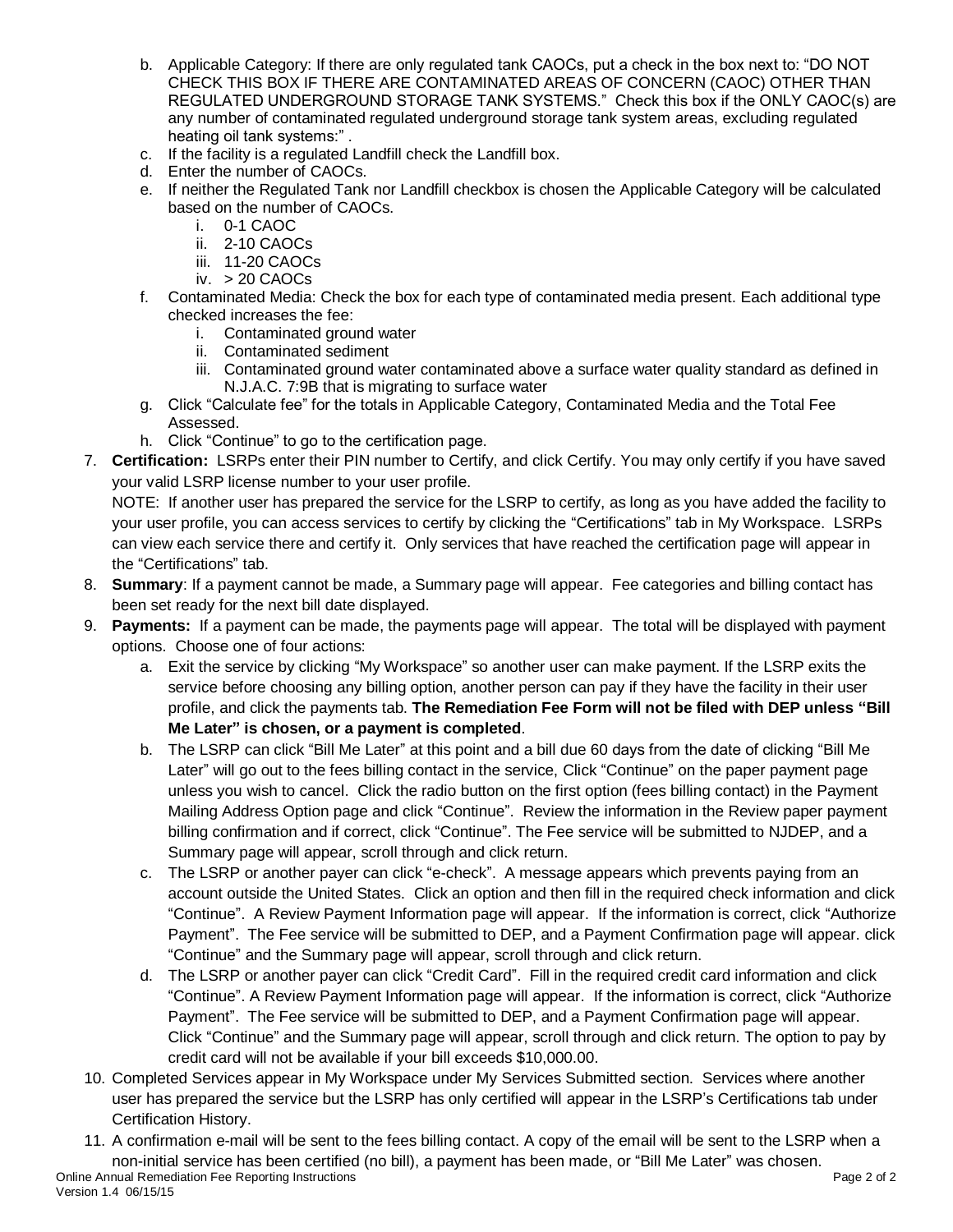b. Applicable Category: If there are only regulated tank CAOCs, put a check in the box next to: "DO NOT CHECK THIS BOX IF THERE ARE CONTAMINATED AREAS OF CONCERN (CAOC) OTHER THAN REGULATED UNDERGROUND STORAGE TANK SYSTEMS." Check this box if the ONLY CAOC(s) are any number of contaminated regulated underground storage tank system areas, excluding regulated heating oil tank systems:" .

c. If the facility is a regulated Landfill check the Landfill box.

d. Enter the number of CAOCs.

e. If neither the Regulated Tank nor Landfill checkbox is chosen the Applicable Category will be calculated based on the number of CAOCs.
   i. 0-1 CAOC
   ii. 2-10 CAOCs
   iii. 11-20 CAOCs
   iv. > 20 CAOCs

f. Contaminated Media: Check the box for each type of contaminated media present. Each additional type checked increases the fee:
   i. Contaminated ground water
   ii. Contaminated sediment
   iii. Contaminated ground water contaminated above a surface water quality standard as defined in N.J.A.C. 7:9B that is migrating to surface water

g. Click "Calculate fee" for the totals in Applicable Category, Contaminated Media and the Total Fee Assessed.

h. Click "Continue" to go to the certification page.

7. **Certification:** LSRPs enter their PIN number to Certify, and click Certify. You may only certify if you have saved your valid LSRP license number to your user profile.
   NOTE: If another user has prepared the service for the LSRP to certify, as long as you have added the facility to your user profile, you can access services to certify by clicking the "Certifications" tab in My Workspace. LSRPs can view each service there and certify it. Only services that have reached the certification page will appear in the "Certifications" tab.

8. **Summary**: If a payment cannot be made, a Summary page will appear. Fee categories and billing contact has been set ready for the next bill date displayed.

9. **Payments:** If a payment can be made, the payments page will appear. The total will be displayed with payment options. Choose one of four actions:
   a. Exit the service by clicking "My Workspace" so another user can make payment. If the LSRP exits the service before choosing any billing option, another person can pay if they have the facility in their user profile, and click the payments tab. **The Remediation Fee Form will not be filed with DEP unless "Bill Me Later" is chosen, or a payment is completed**.
   b. The LSRP can click "Bill Me Later" at this point and a bill due 60 days from the date of clicking "Bill Me Later" will go out to the fees billing contact in the service, Click "Continue" on the paper payment page unless you wish to cancel. Click the radio button on the first option (fees billing contact) in the Payment Mailing Address Option page and click "Continue". Review the information in the Review paper payment billing confirmation and if correct, click "Continue". The Fee service will be submitted to NJDEP, and a Summary page will appear, scroll through and click return.
   c. The LSRP or another payer can click "e-check". A message appears which prevents paying from an account outside the United States. Click an option and then fill in the required check information and click "Continue". A Review Payment Information page will appear. If the information is correct, click "Authorize Payment". The Fee service will be submitted to DEP, and a Payment Confirmation page will appear. click "Continue" and the Summary page will appear, scroll through and click return.
   d. The LSRP or another payer can click "Credit Card". Fill in the required credit card information and click "Continue". A Review Payment Information page will appear. If the information is correct, click "Authorize Payment". The Fee service will be submitted to DEP, and a Payment Confirmation page will appear. Click "Continue" and the Summary page will appear, scroll through and click return. The option to pay by credit card will not be available if your bill exceeds $10,000.00.

10. Completed Services appear in My Workspace under My Services Submitted section. Services where another user has prepared the service but the LSRP has only certified will appear in the LSRP's Certifications tab under Certification History.

11. A confirmation e-mail will be sent to the fees billing contact. A copy of the email will be sent to the LSRP when a non-initial service has been certified (no bill), a payment has been made, or "Bill Me Later" was chosen.